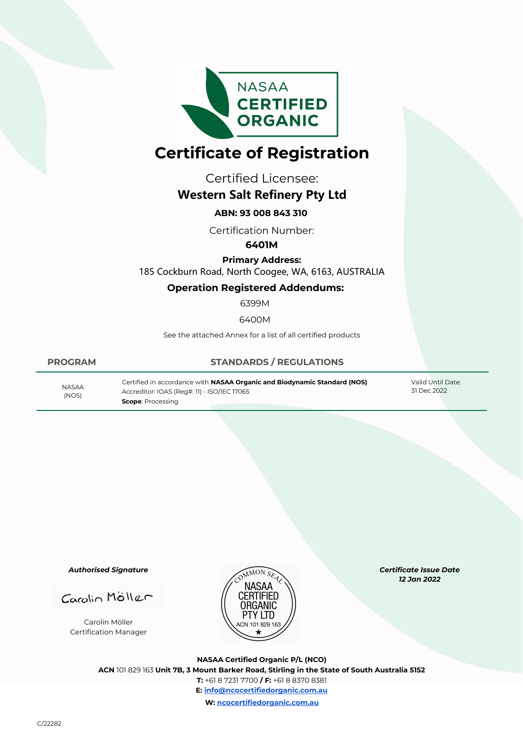NASAA
**CERTIFIED ORGANIC**

# Certificate of Registration

Certified Licensee:

## Western Salt Refinery Pty Ltd

**ABN: 93 008 843 310**

Certification Number:

**6401M**

**Primary Address:**

185 Cockburn Road, North Coogee, WA, 6163, AUSTRALIA

**Operation Registered Addendums:**

6399M

6400M

See the attached Annex for a list of all certified products

| PROGRAM | STANDARDS / REGULATIONS | |
|---|---|---|
| NASAA (NOS) | Certified in accordance with **NASAA Organic and Biodynamic Standard (NOS)**<br>Accreditor: IOAS (Reg#: 11) - ISO/IEC 17065<br>**Scope**: Processing | Valid Until Date: 31 Dec 2022 |

***Authorised Signature***

Carolin Möller

Carolin Möller
Certification Manager

COMMON SEAL
NASAA CERTIFIED ORGANIC PTY LTD
ACN 101 829 163

***Certificate Issue Date***
***12 Jan 2022***

**NASAA Certified Organic P/L (NCO)**
**ACN** 101 829 163 **Unit 7B, 3 Mount Barker Road, Stirling in the State of South Australia 5152**
**T:** +61 8 7231 7700 **/ F:** +61 8 8370 8381
**E:** info@ncocertifiedorganic.com.au
**W:** ncocertifiedorganic.com.au

C/22282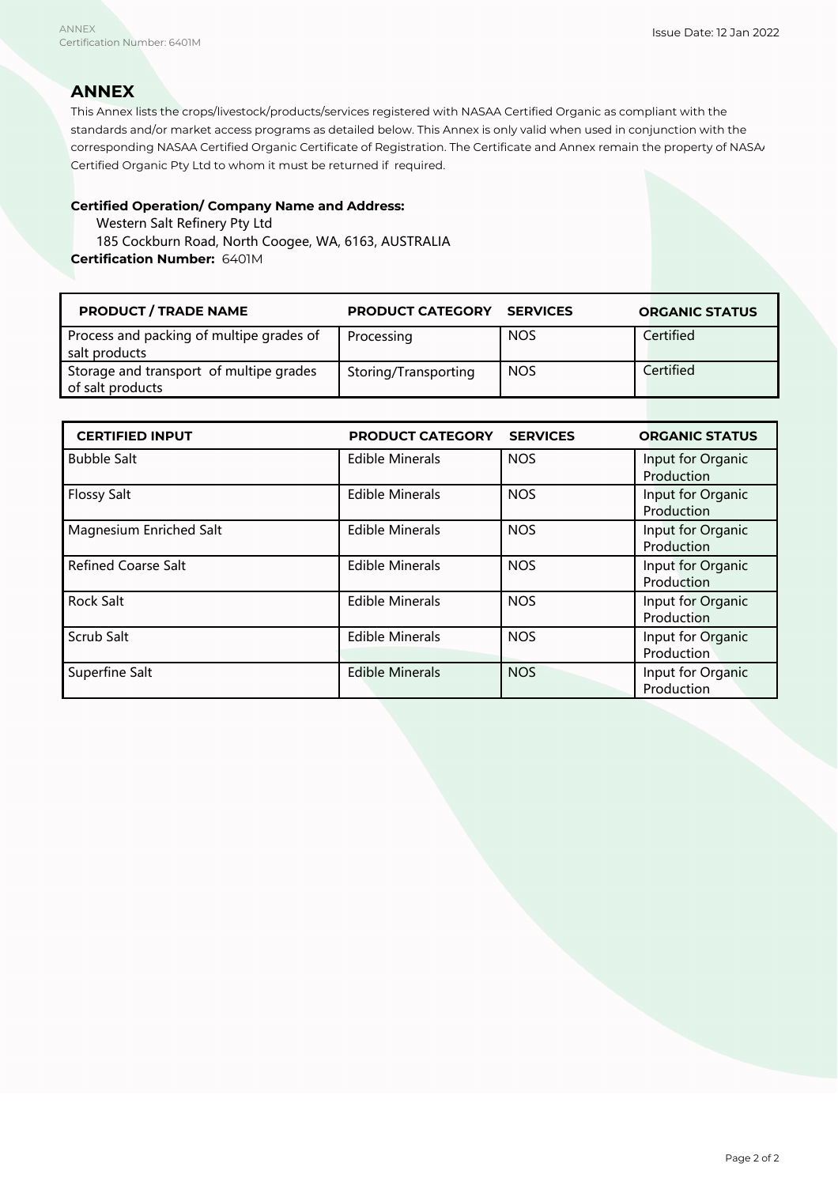# ANNEX

This Annex lists the crops/livestock/products/services registered with NASAA Certified Organic as compliant with the standards and/or market access programs as detailed below. This Annex is only valid when used in conjunction with the corresponding NASAA Certified Organic Certificate of Registration. The Certificate and Annex remain the property of NASAA Certified Organic Pty Ltd to whom it must be returned if required.

**Certified Operation/ Company Name and Address:**

Western Salt Refinery Pty Ltd
185 Cockburn Road, North Coogee, WA, 6163, AUSTRALIA

**Certification Number:** 6401M

| PRODUCT / TRADE NAME | PRODUCT CATEGORY | SERVICES | ORGANIC STATUS |
|---|---|---|---|
| Process and packing of multipe grades of salt products | Processing | NOS | Certified |
| Storage and transport of multipe grades of salt products | Storing/Transporting | NOS | Certified |

| CERTIFIED INPUT | PRODUCT CATEGORY | SERVICES | ORGANIC STATUS |
|---|---|---|---|
| Bubble Salt | Edible Minerals | NOS | Input for Organic Production |
| Flossy Salt | Edible Minerals | NOS | Input for Organic Production |
| Magnesium Enriched Salt | Edible Minerals | NOS | Input for Organic Production |
| Refined Coarse Salt | Edible Minerals | NOS | Input for Organic Production |
| Rock Salt | Edible Minerals | NOS | Input for Organic Production |
| Scrub Salt | Edible Minerals | NOS | Input for Organic Production |
| Superfine Salt | Edible Minerals | NOS | Input for Organic Production |